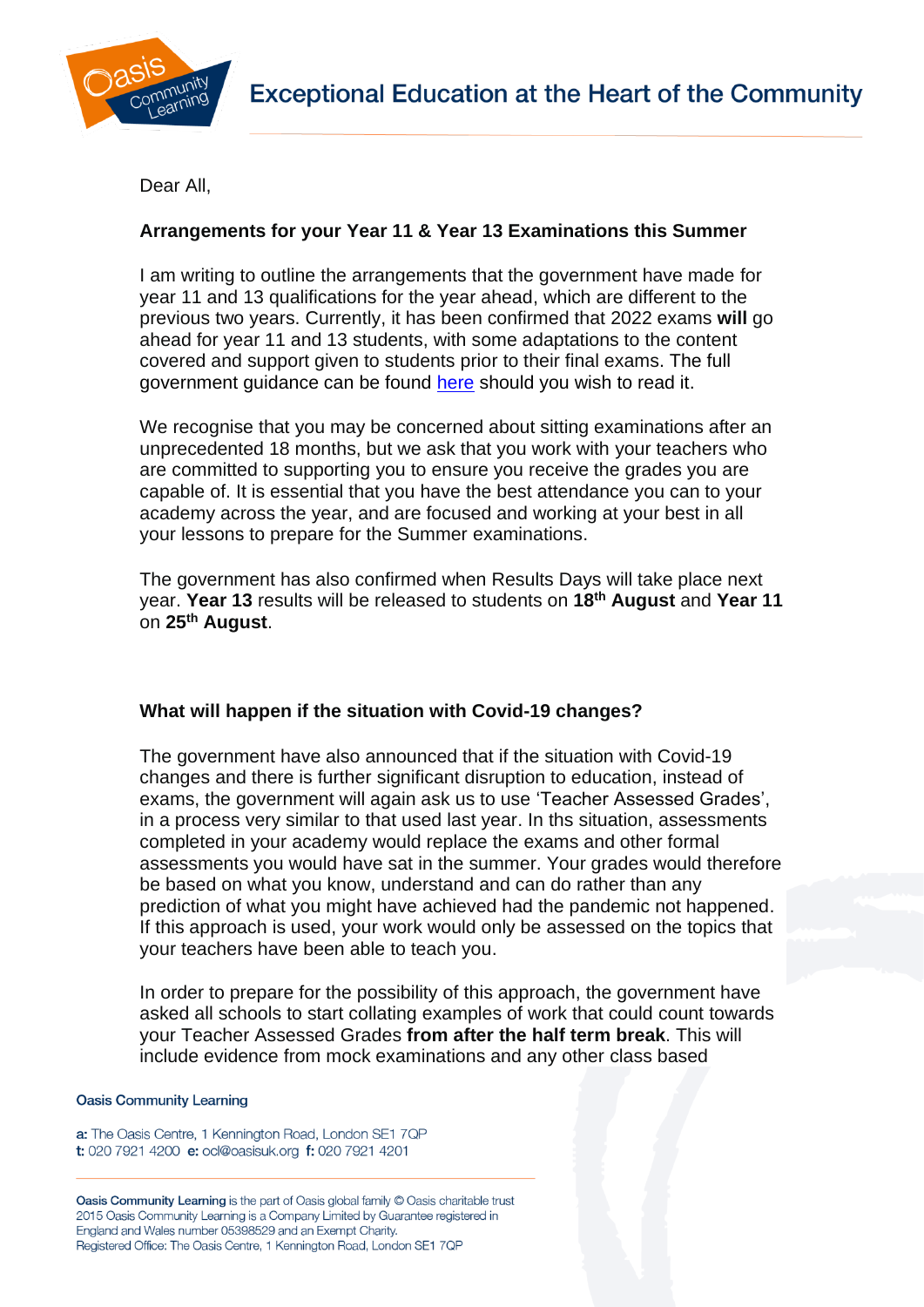Dear All,

**Arrangements for your Year 11 & Year 13 Examinations this Summer**

I am writing to outline the arrangements that the government have made for year 11 and 13 qualifications for the year ahead, which are different to the previous two years. Currently, it has been confirmed that 2022 exams **will** go ahead for year 11 and 13 students, with some adaptations to the content covered and support given to students prior to their final exams. The full government guidance can be found here should you wish to read it.

We recognise that you may be concerned about sitting examinations after an unprecedented 18 months, but we ask that you work with your teachers who are committed to supporting you to ensure you receive the grades you are capable of. It is essential that you have the best attendance you can to your academy across the year, and are focused and working at your best in all your lessons to prepare for the Summer examinations.

The government has also confirmed when Results Days will take place next year. **Year 13** results will be released to students on **18th August** and **Year 11** on **25th August**.

**What will happen if the situation with Covid-19 changes?**

The government have also announced that if the situation with Covid-19 changes and there is further significant disruption to education, instead of exams, the government will again ask us to use 'Teacher Assessed Grades', in a process very similar to that used last year. In ths situation, assessments completed in your academy would replace the exams and other formal assessments you would have sat in the summer. Your grades would therefore be based on what you know, understand and can do rather than any prediction of what you might have achieved had the pandemic not happened. If this approach is used, your work would only be assessed on the topics that your teachers have been able to teach you.

In order to prepare for the possibility of this approach, the government have asked all schools to start collating examples of work that could count towards your Teacher Assessed Grades **from after the half term break**. This will include evidence from mock examinations and any other class based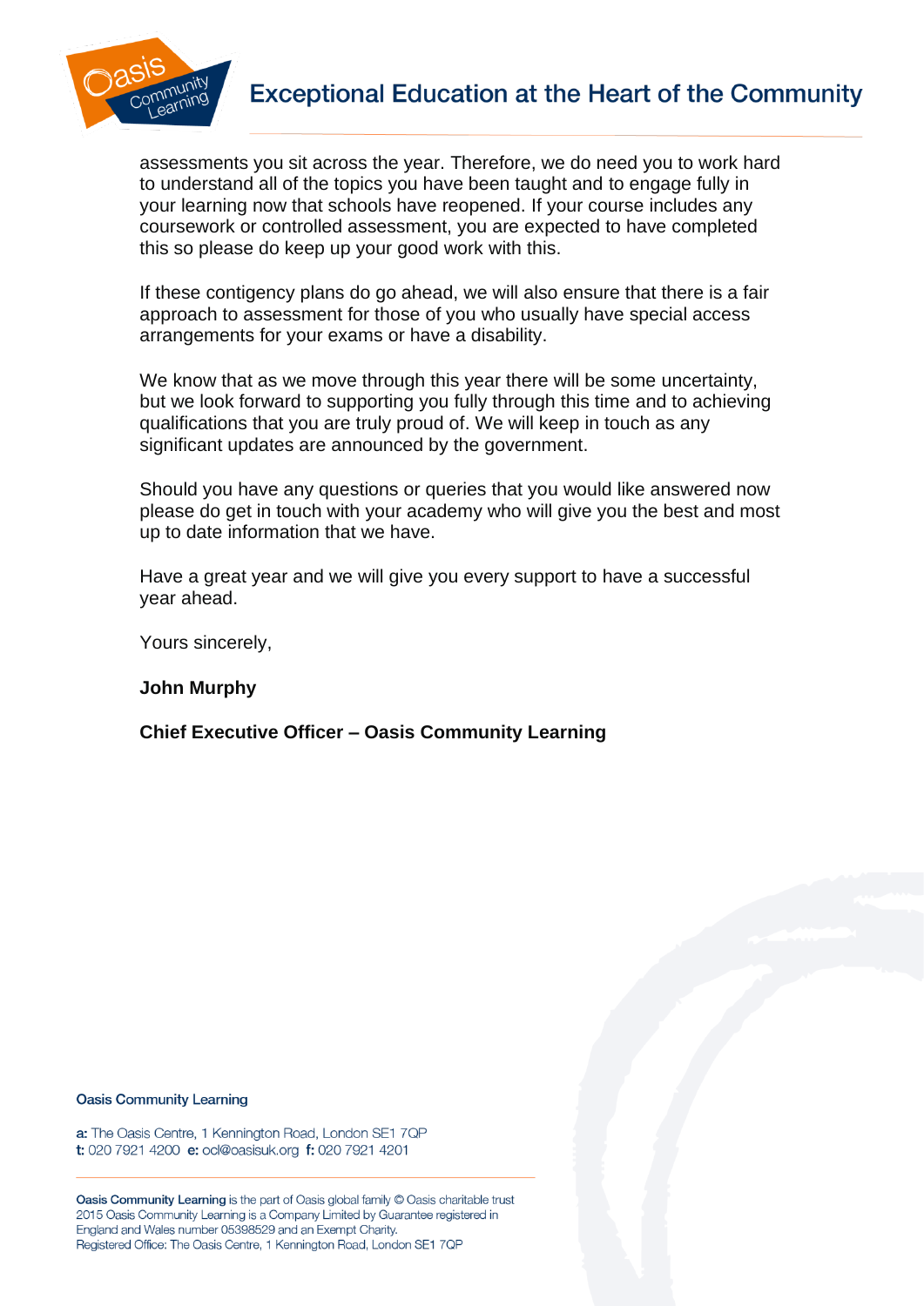assessments you sit across the year. Therefore, we do need you to work hard to understand all of the topics you have been taught and to engage fully in your learning now that schools have reopened. If your course includes any coursework or controlled assessment, you are expected to have completed this so please do keep up your good work with this.

If these contigency plans do go ahead, we will also ensure that there is a fair approach to assessment for those of you who usually have special access arrangements for your exams or have a disability.

We know that as we move through this year there will be some uncertainty, but we look forward to supporting you fully through this time and to achieving qualifications that you are truly proud of. We will keep in touch as any significant updates are announced by the government.

Should you have any questions or queries that you would like answered now please do get in touch with your academy who will give you the best and most up to date information that we have.

Have a great year and we will give you every support to have a successful year ahead.

Yours sincerely,

**John Murphy**

**Chief Executive Officer – Oasis Community Learning**

**Oasis Community Learning**

**a:** The Oasis Centre, 1 Kennington Road, London SE1 7QP
**t:** 020 7921 4200 **e:** ocl@oasisuk.org **f:** 020 7921 4201

**Oasis Community Learning** is the part of Oasis global family © Oasis charitable trust 2015 Oasis Community Learning is a Company Limited by Guarantee registered in England and Wales number 05398529 and an Exempt Charity.
Registered Office: The Oasis Centre, 1 Kennington Road, London SE1 7QP